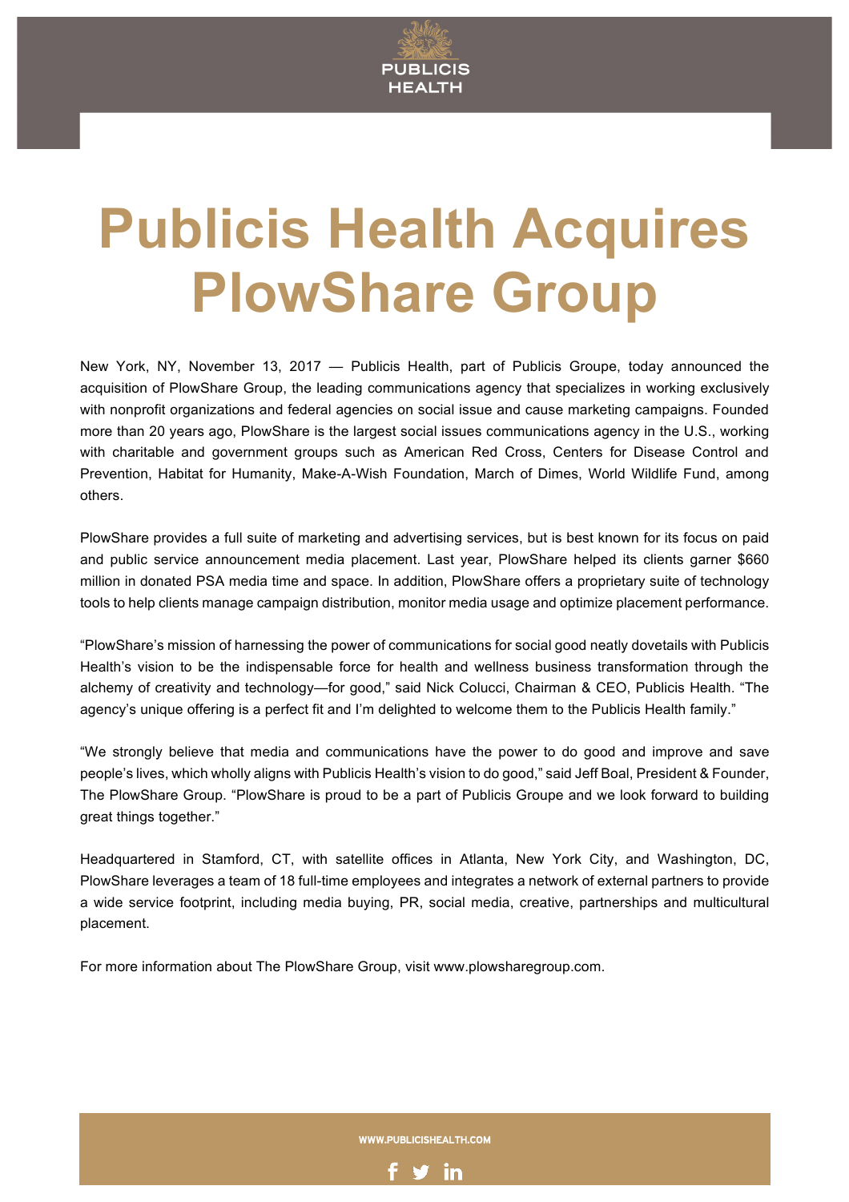# Publicis Health Acquires PlowShare Group

New York, NY, November 13, 2017 — Publicis Health, part of Publicis Groupe, today announced the acquisition of PlowShare Group, the leading communications agency that specializes in working exclusively with nonprofit organizations and federal agencies on social issue and cause marketing campaigns. Founded more than 20 years ago, PlowShare is the largest social issues communications agency in the U.S., working with charitable and government groups such as American Red Cross, Centers for Disease Control and Prevention, Habitat for Humanity, Make-A-Wish Foundation, March of Dimes, World Wildlife Fund, among others.

PlowShare provides a full suite of marketing and advertising services, but is best known for its focus on paid and public service announcement media placement. Last year, PlowShare helped its clients garner $660 million in donated PSA media time and space. In addition, PlowShare offers a proprietary suite of technology tools to help clients manage campaign distribution, monitor media usage and optimize placement performance.

"PlowShare's mission of harnessing the power of communications for social good neatly dovetails with Publicis Health's vision to be the indispensable force for health and wellness business transformation through the alchemy of creativity and technology—for good," said Nick Colucci, Chairman & CEO, Publicis Health. "The agency's unique offering is a perfect fit and I'm delighted to welcome them to the Publicis Health family."

"We strongly believe that media and communications have the power to do good and improve and save people's lives, which wholly aligns with Publicis Health's vision to do good," said Jeff Boal, President & Founder, The PlowShare Group. "PlowShare is proud to be a part of Publicis Groupe and we look forward to building great things together."

Headquartered in Stamford, CT, with satellite offices in Atlanta, New York City, and Washington, DC, PlowShare leverages a team of 18 full-time employees and integrates a network of external partners to provide a wide service footprint, including media buying, PR, social media, creative, partnerships and multicultural placement.

For more information about The PlowShare Group, visit www.plowsharegroup.com.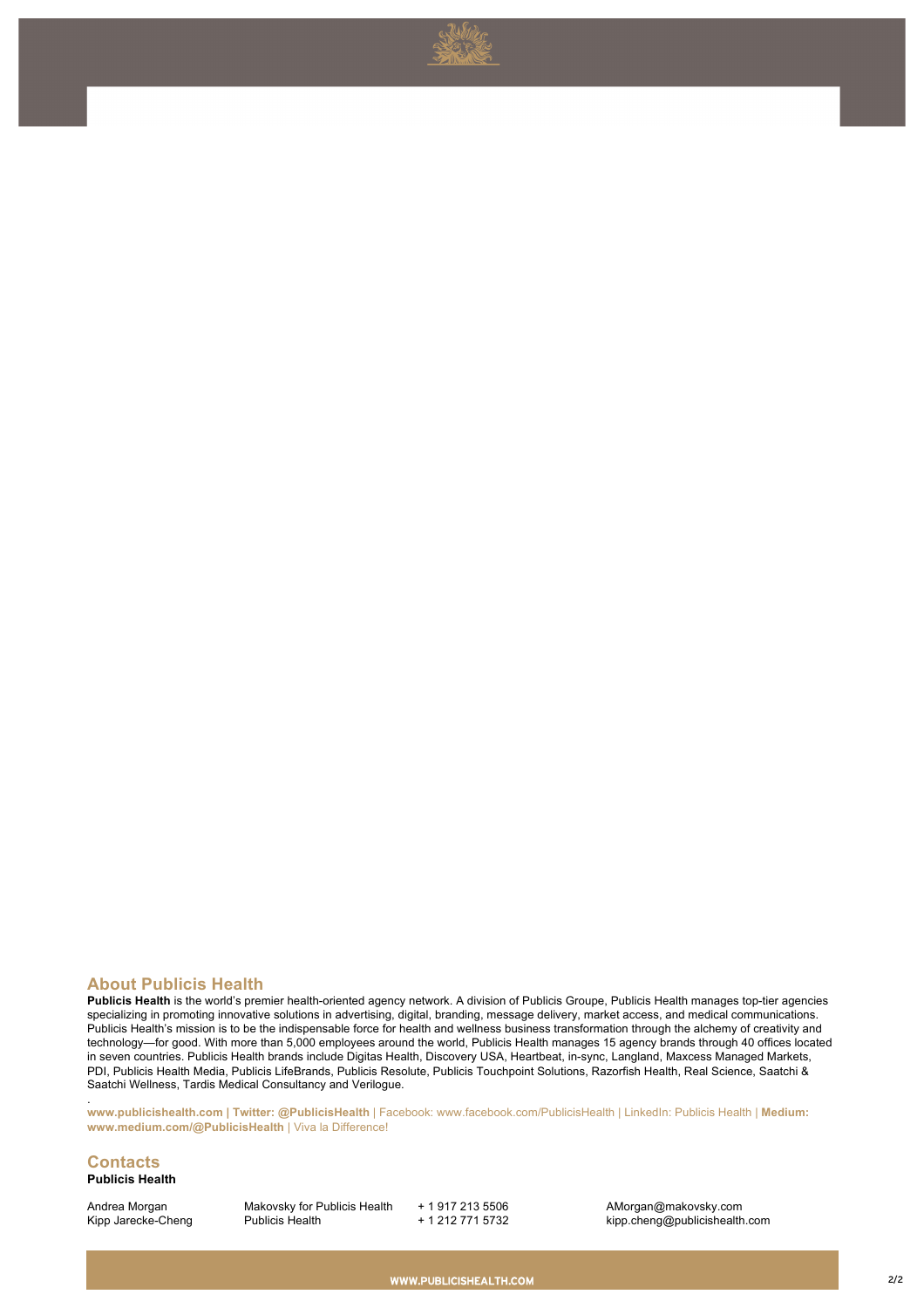## About Publicis Health

**Publicis Health** is the world's premier health-oriented agency network. A division of Publicis Groupe, Publicis Health manages top-tier agencies specializing in promoting innovative solutions in advertising, digital, branding, message delivery, market access, and medical communications. Publicis Health's mission is to be the indispensable force for health and wellness business transformation through the alchemy of creativity and technology—for good. With more than 5,000 employees around the world, Publicis Health manages 15 agency brands through 40 offices located in seven countries. Publicis Health brands include Digitas Health, Discovery USA, Heartbeat, in-sync, Langland, Maxcess Managed Markets, PDI, Publicis Health Media, Publicis LifeBrands, Publicis Resolute, Publicis Touchpoint Solutions, Razorfish Health, Real Science, Saatchi & Saatchi Wellness, Tardis Medical Consultancy and Verilogue.

.

**www.publicishealth.com | Twitter: @PublicisHealth** | Facebook: www.facebook.com/PublicisHealth | LinkedIn: Publicis Health | **Medium: www.medium.com/@PublicisHealth** | Viva la Difference!

## Contacts

**Publicis Health**

| | | | |
|---|---|---|---|
| Andrea Morgan | Makovsky for Publicis Health | + 1 917 213 5506 | AMorgan@makovsky.com |
| Kipp Jarecke-Cheng | Publicis Health | + 1 212 771 5732 | kipp.cheng@publicishealth.com |